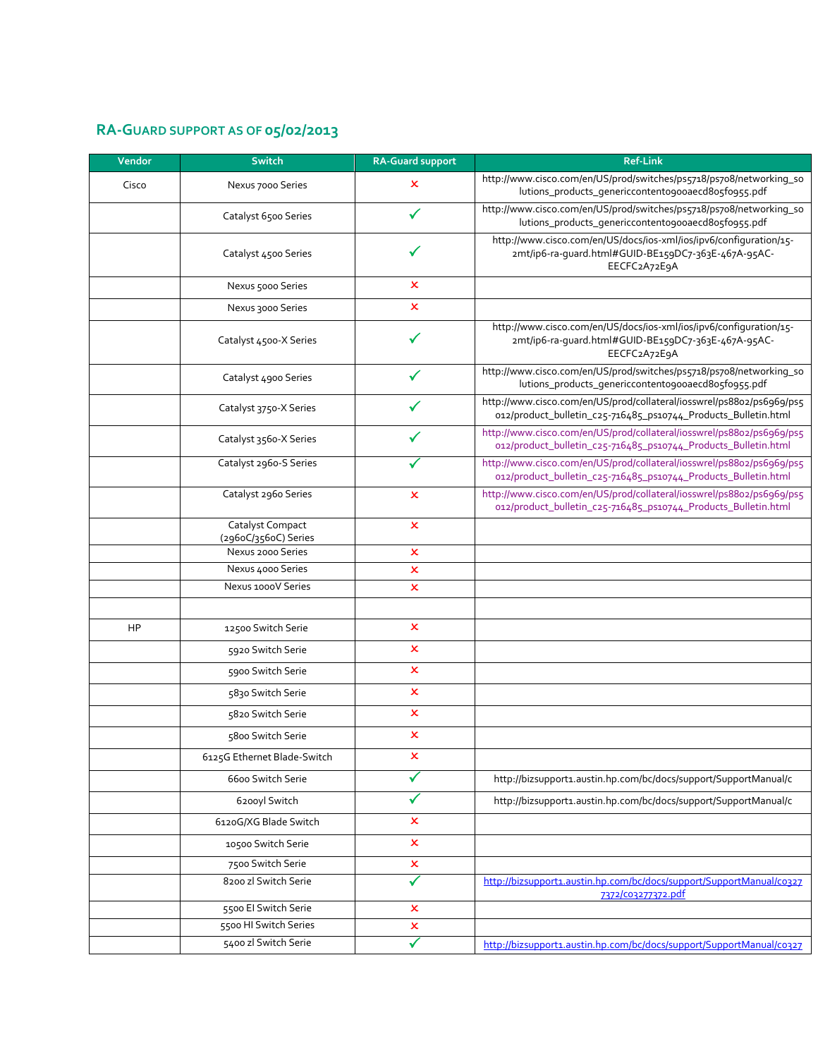## RA-GUARD SUPPORT AS OF 05/02/2013

| Vendor | Switch | RA-Guard support | Ref-Link |
|---|---|---|---|
| Cisco | Nexus 7000 Series | ✗ | http://www.cisco.com/en/US/prod/switches/ps5718/ps708/networking_solutions_products_genericcontent0900aecd805f0955.pdf |
| | Catalyst 6500 Series | ✓ | http://www.cisco.com/en/US/prod/switches/ps5718/ps708/networking_solutions_products_genericcontent0900aecd805f0955.pdf |
| | Catalyst 4500 Series | ✓ | http://www.cisco.com/en/US/docs/ios-xml/ios/ipv6/configuration/15-2mt/ip6-ra-guard.html#GUID-BE159DC7-363E-467A-95AC-EECFC2A72E9A |
| | Nexus 5000 Series | ✗ | |
| | Nexus 3000 Series | ✗ | |
| | Catalyst 4500-X Series | ✓ | http://www.cisco.com/en/US/docs/ios-xml/ios/ipv6/configuration/15-2mt/ip6-ra-guard.html#GUID-BE159DC7-363E-467A-95AC-EECFC2A72E9A |
| | Catalyst 4900 Series | ✓ | http://www.cisco.com/en/US/prod/switches/ps5718/ps708/networking_solutions_products_genericcontent0900aecd805f0955.pdf |
| | Catalyst 3750-X Series | ✓ | http://www.cisco.com/en/US/prod/collateral/iosswrel/ps8802/ps6969/ps5012/product_bulletin_c25-716485_ps10744_Products_Bulletin.html |
| | Catalyst 3560-X Series | ✓ | http://www.cisco.com/en/US/prod/collateral/iosswrel/ps8802/ps6969/ps5012/product_bulletin_c25-716485_ps10744_Products_Bulletin.html |
| | Catalyst 2960-S Series | ✓ | http://www.cisco.com/en/US/prod/collateral/iosswrel/ps8802/ps6969/ps5012/product_bulletin_c25-716485_ps10744_Products_Bulletin.html |
| | Catalyst 2960 Series | ✗ | http://www.cisco.com/en/US/prod/collateral/iosswrel/ps8802/ps6969/ps5012/product_bulletin_c25-716485_ps10744_Products_Bulletin.html |
| | Catalyst Compact (2960C/3560C) Series | ✗ | |
| | Nexus 2000 Series | ✗ | |
| | Nexus 4000 Series | ✗ | |
| | Nexus 1000V Series | ✗ | |
| | | | |
| HP | 12500 Switch Serie | ✗ | |
| | 5920 Switch Serie | ✗ | |
| | 5900 Switch Serie | ✗ | |
| | 5830 Switch Serie | ✗ | |
| | 5820 Switch Serie | ✗ | |
| | 5800 Switch Serie | ✗ | |
| | 6125G Ethernet Blade-Switch | ✗ | |
| | 6600 Switch Serie | ✓ | http://bizsupport1.austin.hp.com/bc/docs/support/SupportManual/c |
| | 6200yl Switch | ✓ | http://bizsupport1.austin.hp.com/bc/docs/support/SupportManual/c |
| | 6120G/XG Blade Switch | ✗ | |
| | 10500 Switch Serie | ✗ | |
| | 7500 Switch Serie | ✗ | |
| | 8200 zl Switch Serie | ✓ | http://bizsupport1.austin.hp.com/bc/docs/support/SupportManual/c03277372/c03277372.pdf |
| | 5500 EI Switch Serie | ✗ | |
| | 5500 HI Switch Series | ✗ | |
| | 5400 zl Switch Serie | ✓ | http://bizsupport1.austin.hp.com/bc/docs/support/SupportManual/c0327 |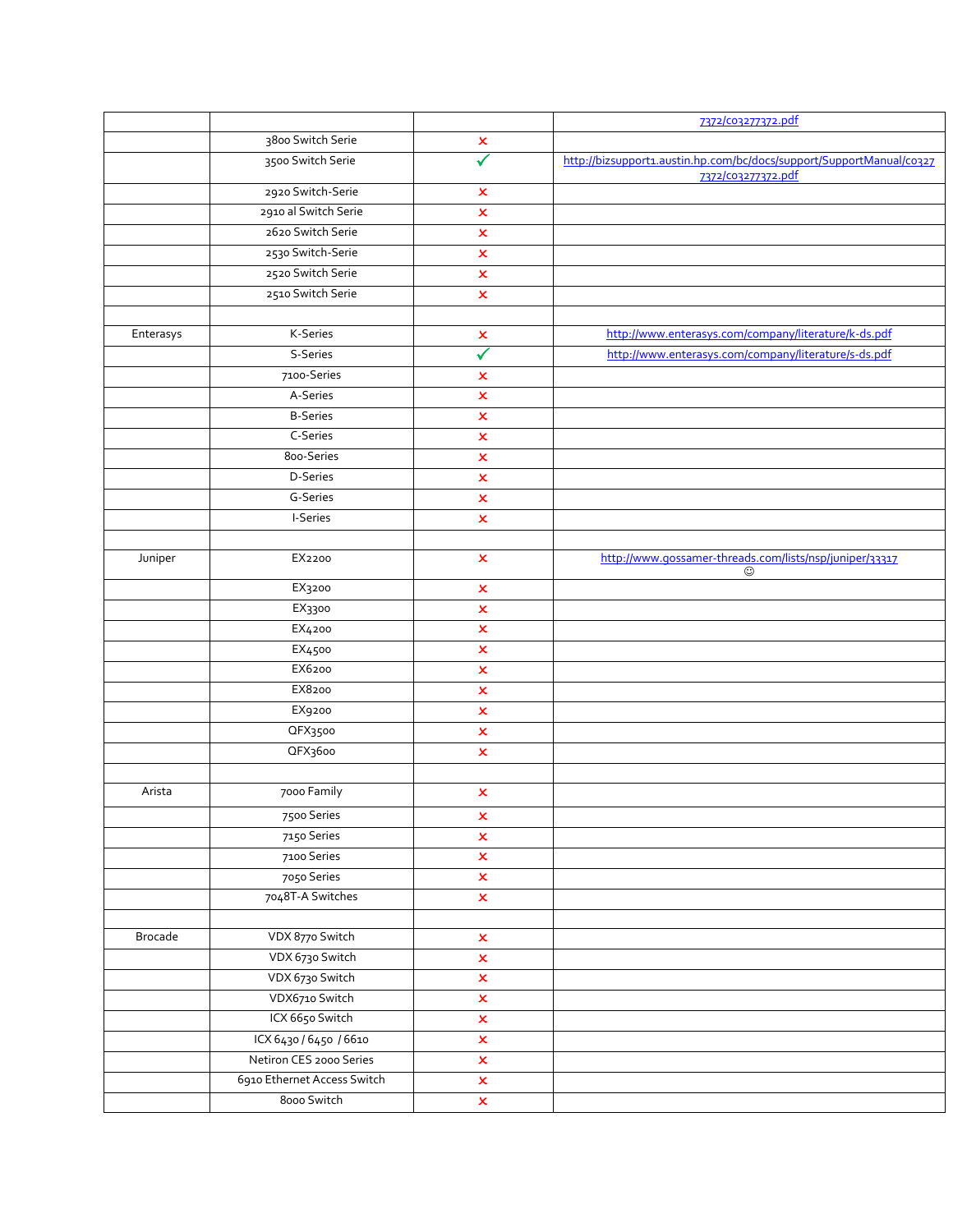| | | | |
|---|---|---|---|
| | | | 7372/c03277372.pdf |
| | 3800 Switch Serie | ✗ | |
| | 3500 Switch Serie | ✓ | http://bizsupport1.austin.hp.com/bc/docs/support/SupportManual/c0327 7372/c03277372.pdf |
| | 2920 Switch-Serie | ✗ | |
| | 2910 al Switch Serie | ✗ | |
| | 2620 Switch Serie | ✗ | |
| | 2530 Switch-Serie | ✗ | |
| | 2520 Switch Serie | ✗ | |
| | 2510 Switch Serie | ✗ | |
| | | | |
| Enterasys | K-Series | ✗ | http://www.enterasys.com/company/literature/k-ds.pdf |
| | S-Series | ✓ | http://www.enterasys.com/company/literature/s-ds.pdf |
| | 7100-Series | ✗ | |
| | A-Series | ✗ | |
| | B-Series | ✗ | |
| | C-Series | ✗ | |
| | 800-Series | ✗ | |
| | D-Series | ✗ | |
| | G-Series | ✗ | |
| | I-Series | ✗ | |
| | | | |
| Juniper | EX2200 | ✗ | http://www.gossamer-threads.com/lists/nsp/juniper/33317 ☺ |
| | EX3200 | ✗ | |
| | EX3300 | ✗ | |
| | EX4200 | ✗ | |
| | EX4500 | ✗ | |
| | EX6200 | ✗ | |
| | EX8200 | ✗ | |
| | EX9200 | ✗ | |
| | QFX3500 | ✗ | |
| | QFX3600 | ✗ | |
| | | | |
| Arista | 7000 Family | ✗ | |
| | 7500 Series | ✗ | |
| | 7150 Series | ✗ | |
| | 7100 Series | ✗ | |
| | 7050 Series | ✗ | |
| | 7048T-A Switches | ✗ | |
| | | | |
| Brocade | VDX 8770 Switch | ✗ | |
| | VDX 6730 Switch | ✗ | |
| | VDX 6730 Switch | ✗ | |
| | VDX6710 Switch | ✗ | |
| | ICX 6650 Switch | ✗ | |
| | ICX 6430 / 6450 / 6610 | ✗ | |
| | Netiron CES 2000 Series | ✗ | |
| | 6910 Ethernet Access Switch | ✗ | |
| | 8000 Switch | ✗ | |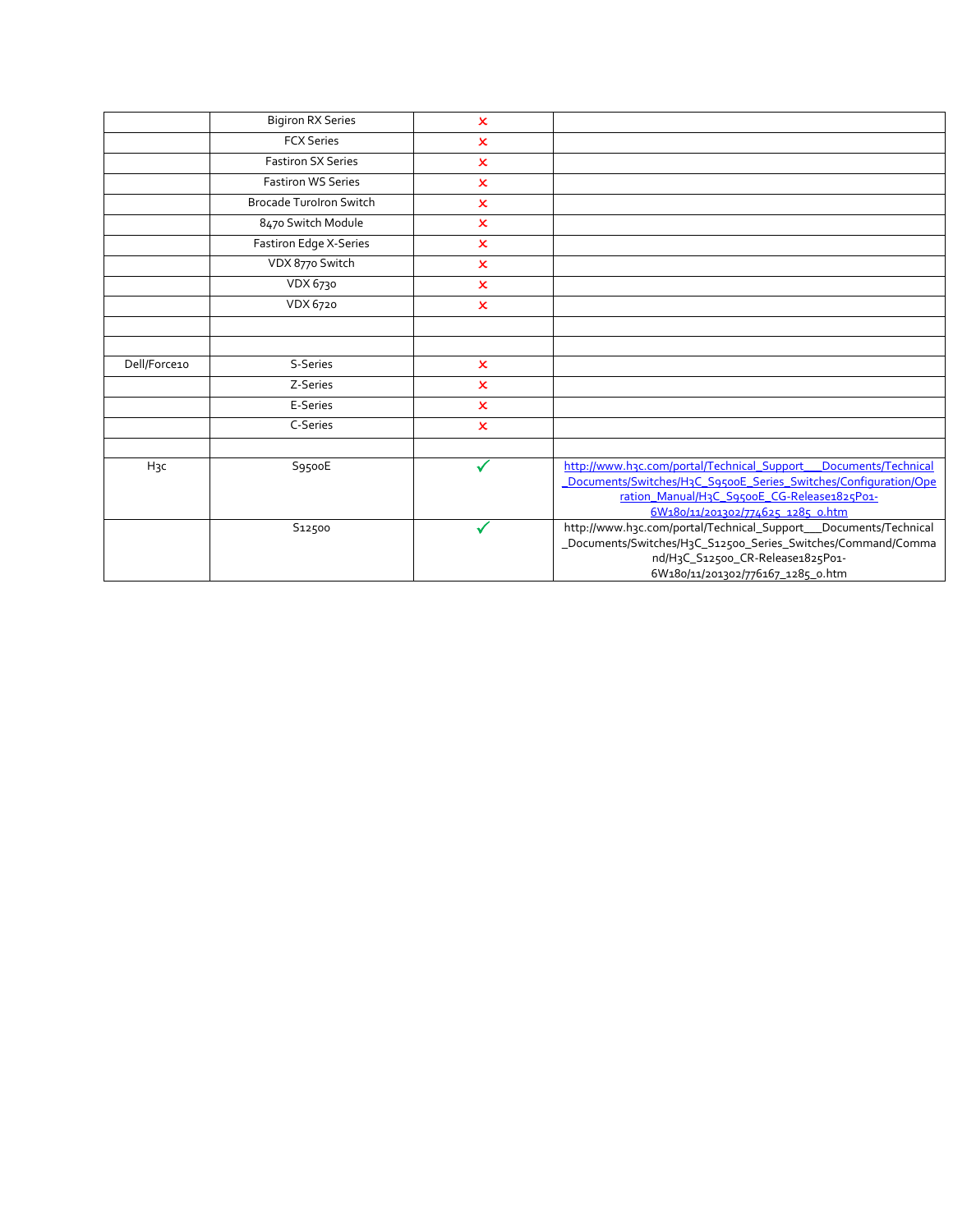| | | | |
|---|---|---|---|
| | Bigiron RX Series | ✗ | |
| | FCX Series | ✗ | |
| | Fastiron SX Series | ✗ | |
| | Fastiron WS Series | ✗ | |
| | Brocade TuroIron Switch | ✗ | |
| | 8470 Switch Module | ✗ | |
| | Fastiron Edge X-Series | ✗ | |
| | VDX 8770 Switch | ✗ | |
| | VDX 6730 | ✗ | |
| | VDX 6720 | ✗ | |
| | | | |
| | | | |
| Dell/Force10 | S-Series | ✗ | |
| | Z-Series | ✗ | |
| | E-Series | ✗ | |
| | C-Series | ✗ | |
| | | | |
| H3c | S9500E | ✓ | http://www.h3c.com/portal/Technical_Support___Documents/Technical_Documents/Switches/H3C_S9500E_Series_Switches/Configuration/Operation_Manual/H3C_S9500E_CG-Release1825P01-6W180/11/201302/774625_1285_0.htm |
| | S12500 | ✓ | http://www.h3c.com/portal/Technical_Support___Documents/Technical_Documents/Switches/H3C_S12500_Series_Switches/Command/Command/H3C_S12500_CR-Release1825P01-6W180/11/201302/776167_1285_0.htm |